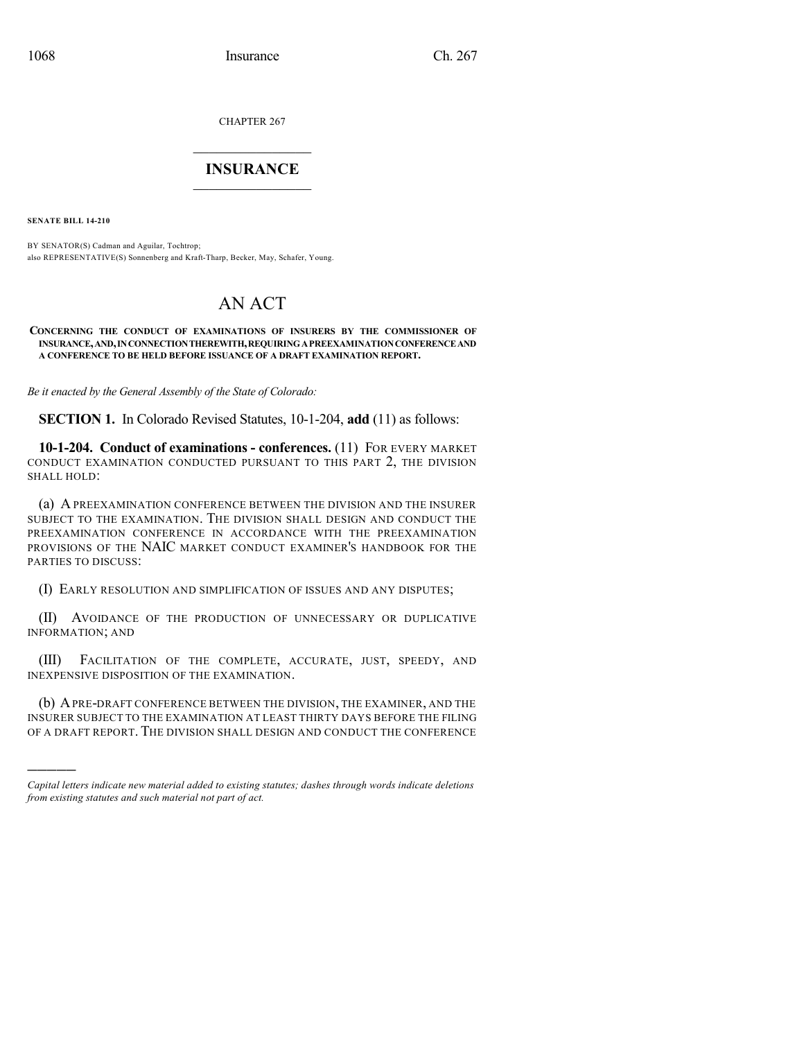CHAPTER 267

# INSURANCE

**SENATE BILL 14-210**

BY SENATOR(S) Cadman and Aguilar, Tochtrop;
also REPRESENTATIVE(S) Sonnenberg and Kraft-Tharp, Becker, May, Schafer, Young.

# AN ACT

**CONCERNING THE CONDUCT OF EXAMINATIONS OF INSURERS BY THE COMMISSIONER OF INSURANCE, AND, IN CONNECTION THEREWITH, REQUIRING A PREEXAMINATION CONFERENCE AND A CONFERENCE TO BE HELD BEFORE ISSUANCE OF A DRAFT EXAMINATION REPORT.**

*Be it enacted by the General Assembly of the State of Colorado:*

**SECTION 1.** In Colorado Revised Statutes, 10-1-204, **add** (11) as follows:

**10-1-204. Conduct of examinations - conferences.** (11) FOR EVERY MARKET CONDUCT EXAMINATION CONDUCTED PURSUANT TO THIS PART 2, THE DIVISION SHALL HOLD:

(a) A PREEXAMINATION CONFERENCE BETWEEN THE DIVISION AND THE INSURER SUBJECT TO THE EXAMINATION. THE DIVISION SHALL DESIGN AND CONDUCT THE PREEXAMINATION CONFERENCE IN ACCORDANCE WITH THE PREEXAMINATION PROVISIONS OF THE NAIC MARKET CONDUCT EXAMINER'S HANDBOOK FOR THE PARTIES TO DISCUSS:

(I) EARLY RESOLUTION AND SIMPLIFICATION OF ISSUES AND ANY DISPUTES;

(II) AVOIDANCE OF THE PRODUCTION OF UNNECESSARY OR DUPLICATIVE INFORMATION; AND

(III) FACILITATION OF THE COMPLETE, ACCURATE, JUST, SPEEDY, AND INEXPENSIVE DISPOSITION OF THE EXAMINATION.

(b) A PRE-DRAFT CONFERENCE BETWEEN THE DIVISION, THE EXAMINER, AND THE INSURER SUBJECT TO THE EXAMINATION AT LEAST THIRTY DAYS BEFORE THE FILING OF A DRAFT REPORT. THE DIVISION SHALL DESIGN AND CONDUCT THE CONFERENCE

---

*Capital letters indicate new material added to existing statutes; dashes through words indicate deletions from existing statutes and such material not part of act.*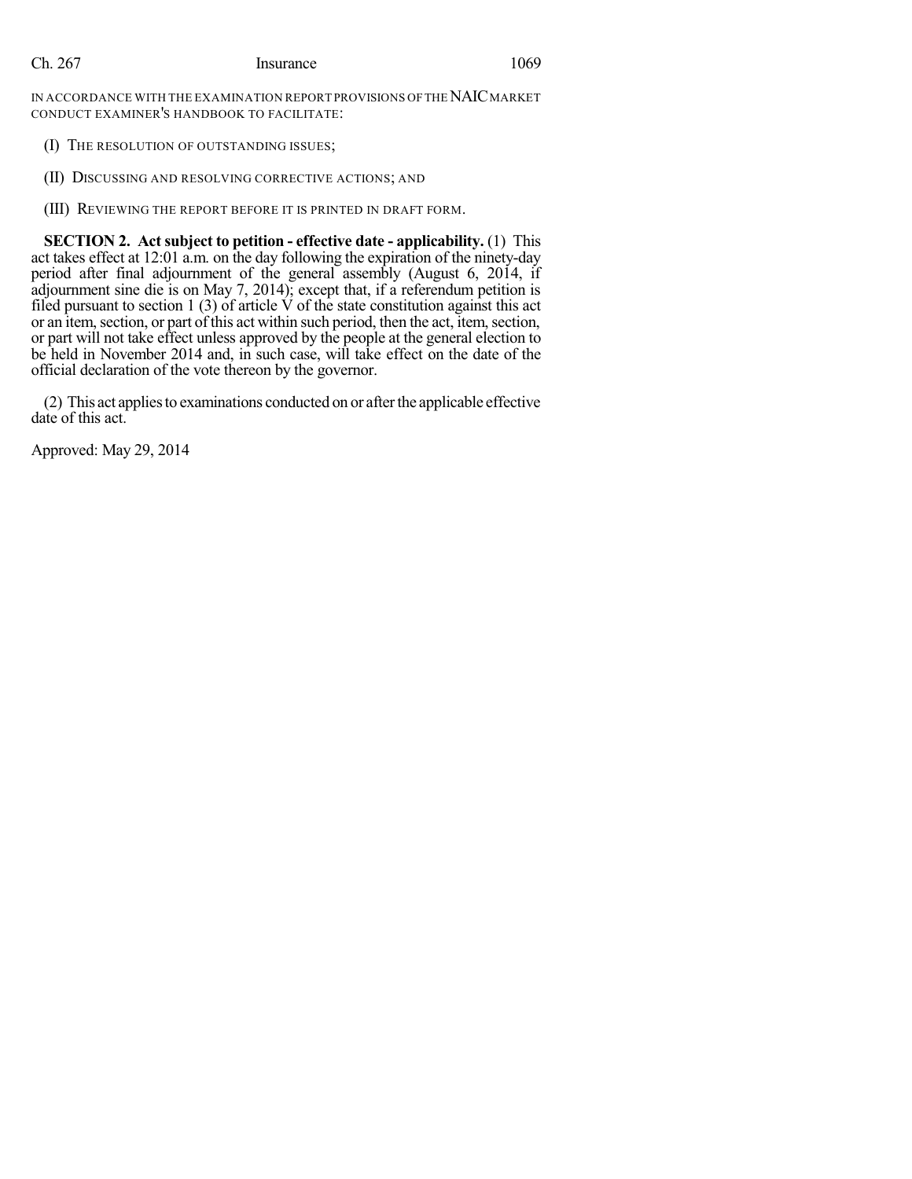IN ACCORDANCE WITH THE EXAMINATION REPORT PROVISIONS OF THE NAIC MARKET CONDUCT EXAMINER'S HANDBOOK TO FACILITATE:

(I) THE RESOLUTION OF OUTSTANDING ISSUES;

(II) DISCUSSING AND RESOLVING CORRECTIVE ACTIONS; AND

(III) REVIEWING THE REPORT BEFORE IT IS PRINTED IN DRAFT FORM.

**SECTION 2. Act subject to petition - effective date - applicability.** (1) This act takes effect at 12:01 a.m. on the day following the expiration of the ninety-day period after final adjournment of the general assembly (August 6, 2014, if adjournment sine die is on May 7, 2014); except that, if a referendum petition is filed pursuant to section 1 (3) of article V of the state constitution against this act or an item, section, or part of this act within such period, then the act, item, section, or part will not take effect unless approved by the people at the general election to be held in November 2014 and, in such case, will take effect on the date of the official declaration of the vote thereon by the governor.

(2) This act applies to examinations conducted on or after the applicable effective date of this act.

Approved: May 29, 2014